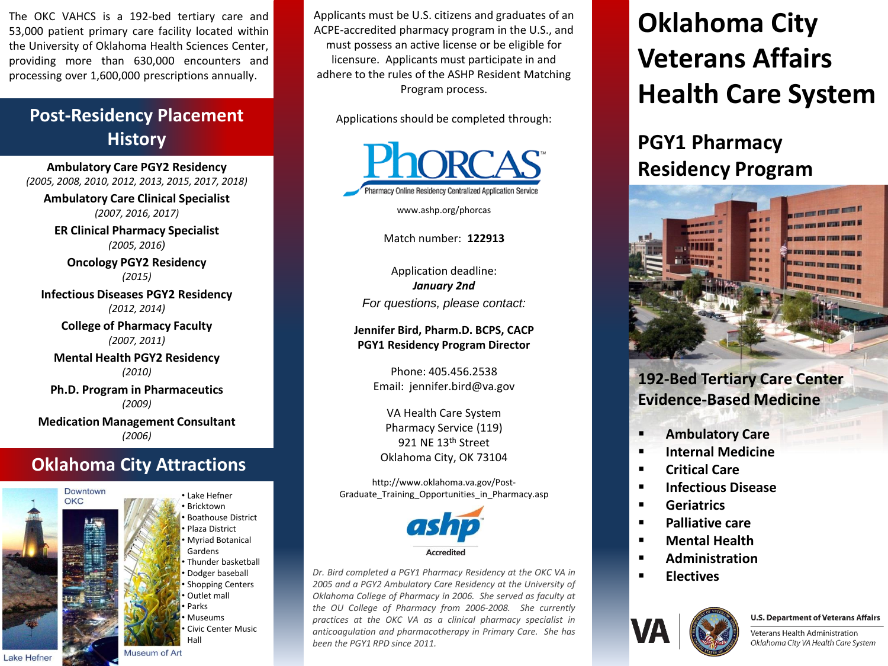The OKC VAHCS is a 192-bed tertiary care and 53,000 patient primary care facility located within the University of Oklahoma Health Sciences Center, providing more than 630,000 encounters and processing over 1,600,000 prescriptions annually.

## Post-Residency Placement History

**Ambulatory Care PGY2 Residency**
*(2005, 2008, 2010, 2012, 2013, 2015, 2017, 2018)*

**Ambulatory Care Clinical Specialist**
*(2007, 2016, 2017)*

**ER Clinical Pharmacy Specialist**
*(2005, 2016)*

**Oncology PGY2 Residency**
*(2015)*

**Infectious Diseases PGY2 Residency**
*(2012, 2014)*

**College of Pharmacy Faculty**
*(2007, 2011)*

**Mental Health PGY2 Residency**
*(2010)*

**Ph.D. Program in Pharmaceutics**
*(2009)*

**Medication Management Consultant**
*(2006)*

## Oklahoma City Attractions

Downtown OKC

- Lake Hefner
- Bricktown
- Boathouse District
- Plaza District
- Myriad Botanical Gardens
- Thunder basketball
- Dodger baseball
- Shopping Centers
- Outlet mall
- Parks
- Museums
- Civic Center Music Hall

Lake Hefner

Museum of Art

Applicants must be U.S. citizens and graduates of an ACPE-accredited pharmacy program in the U.S., and must possess an active license or be eligible for licensure. Applicants must participate in and adhere to the rules of the ASHP Resident Matching Program process.

Applications should be completed through:

PhORCAS™ Pharmacy Online Residency Centralized Application Service

www.ashp.org/phorcas

Match number: **122913**

Application deadline:
***January 2nd***

*For questions, please contact:*

**Jennifer Bird, Pharm.D. BCPS, CACP**
**PGY1 Residency Program Director**

Phone: 405.456.2538
Email: jennifer.bird@va.gov

VA Health Care System
Pharmacy Service (119)
921 NE 13th Street
Oklahoma City, OK 73104

http://www.oklahoma.va.gov/Post-Graduate_Training_Opportunities_in_Pharmacy.asp

ashp Accredited

*Dr. Bird completed a PGY1 Pharmacy Residency at the OKC VA in 2005 and a PGY2 Ambulatory Care Residency at the University of Oklahoma College of Pharmacy in 2006. She served as faculty at the OU College of Pharmacy from 2006-2008. She currently practices at the OKC VA as a clinical pharmacy specialist in anticoagulation and pharmacotherapy in Primary Care. She has been the PGY1 RPD since 2011.*

# Oklahoma City Veterans Affairs Health Care System

## PGY1 Pharmacy Residency Program

### 192-Bed Tertiary Care Center Evidence-Based Medicine

- **Ambulatory Care**
- **Internal Medicine**
- **Critical Care**
- **Infectious Disease**
- **Geriatrics**
- **Palliative care**
- **Mental Health**
- **Administration**
- **Electives**

VA

**U.S. Department of Veterans Affairs**
Veterans Health Administration
*Oklahoma City VA Health Care System*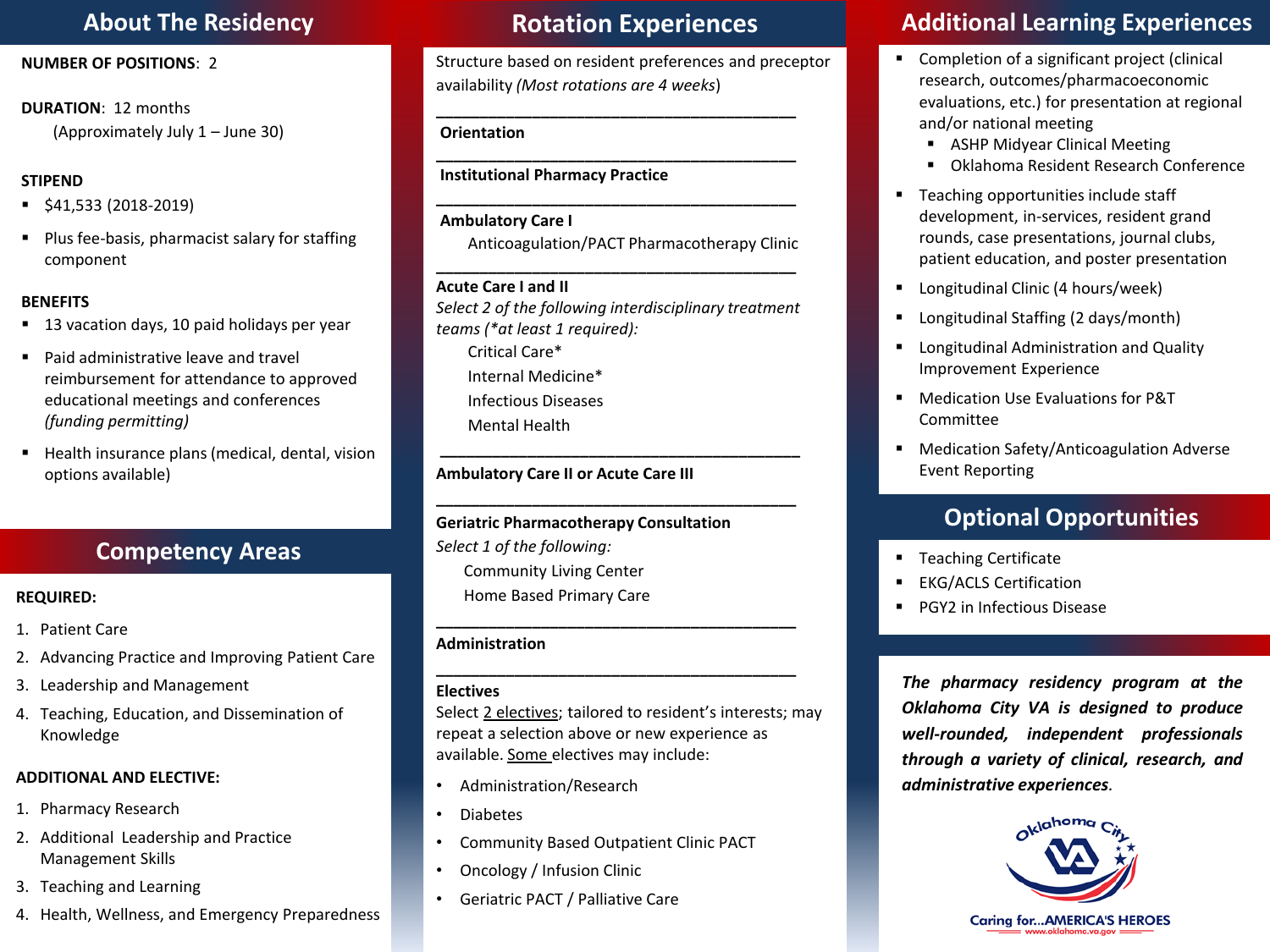## About The Residency

**NUMBER OF POSITIONS**: 2

**DURATION**: 12 months
(Approximately July 1 – June 30)

**STIPEND**

- $41,533 (2018-2019)
- Plus fee-basis, pharmacist salary for staffing component

**BENEFITS**

- 13 vacation days, 10 paid holidays per year
- Paid administrative leave and travel reimbursement for attendance to approved educational meetings and conferences *(funding permitting)*
- Health insurance plans (medical, dental, vision options available)

## Competency Areas

**REQUIRED:**

1. Patient Care
2. Advancing Practice and Improving Patient Care
3. Leadership and Management
4. Teaching, Education, and Dissemination of Knowledge

**ADDITIONAL AND ELECTIVE:**

1. Pharmacy Research
2. Additional Leadership and Practice Management Skills
3. Teaching and Learning
4. Health, Wellness, and Emergency Preparedness

## Rotation Experiences

Structure based on resident preferences and preceptor availability *(Most rotations are 4 weeks)*

---

**Orientation**

---

**Institutional Pharmacy Practice**

---

**Ambulatory Care I**
Anticoagulation/PACT Pharmacotherapy Clinic

---

**Acute Care I and II**
*Select 2 of the following interdisciplinary treatment teams (*at least 1 required):*
Critical Care*
Internal Medicine*
Infectious Diseases
Mental Health

---

**Ambulatory Care II or Acute Care III**

---

**Geriatric Pharmacotherapy Consultation**
*Select 1 of the following:*
Community Living Center
Home Based Primary Care

---

**Administration**

---

**Electives**
Select 2 electives; tailored to resident's interests; may repeat a selection above or new experience as available. Some electives may include:

- Administration/Research
- Diabetes
- Community Based Outpatient Clinic PACT
- Oncology / Infusion Clinic
- Geriatric PACT / Palliative Care

## Additional Learning Experiences

- Completion of a significant project (clinical research, outcomes/pharmacoeconomic evaluations, etc.) for presentation at regional and/or national meeting
  - ASHP Midyear Clinical Meeting
  - Oklahoma Resident Research Conference
- Teaching opportunities include staff development, in-services, resident grand rounds, case presentations, journal clubs, patient education, and poster presentation
- Longitudinal Clinic (4 hours/week)
- Longitudinal Staffing (2 days/month)
- Longitudinal Administration and Quality Improvement Experience
- Medication Use Evaluations for P&T Committee
- Medication Safety/Anticoagulation Adverse Event Reporting

## Optional Opportunities

- Teaching Certificate
- EKG/ACLS Certification
- PGY2 in Infectious Disease

***The pharmacy residency program at the Oklahoma City VA is designed to produce well-rounded, independent professionals through a variety of clinical, research, and administrative experiences.***

Oklahoma City VA
Caring for...AMERICA'S HEROES
www.oklahoma.va.gov